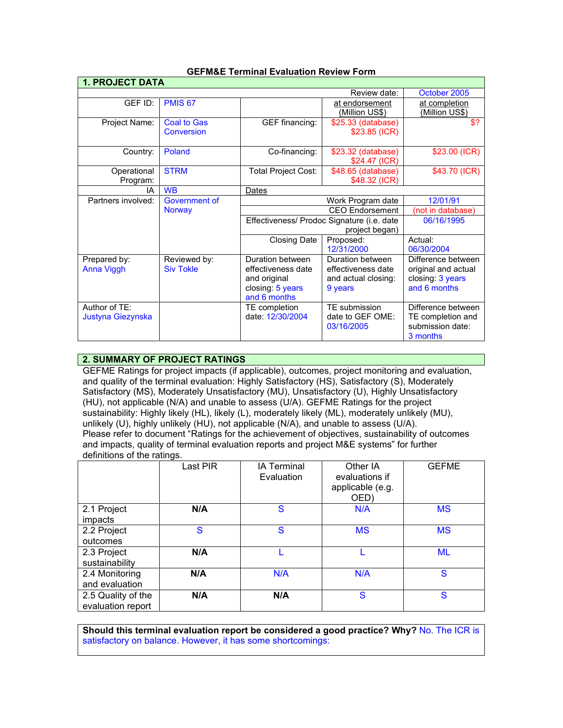# GEFM&E Terminal Evaluation Review Form

## 1. PROJECT DATA

| | | | | |
|---|---|---|---|---|
| | | | Review date: | October 2005 |
| GEF ID: | PMIS 67 | | at endorsement (Million US$) | at completion (Million US$) |
| Project Name: | Coal to Gas Conversion | GEF financing: | $25.33 (database) $23.85 (ICR) | $? |
| Country: | Poland | Co-financing: | $23.32 (database) $24.47 (ICR) | $23.00 (ICR) |
| Operational Program: | STRM | Total Project Cost: | $48.65 (database) $48.32 (ICR) | $43.70 (ICR) |
| IA | WB | Dates | | |
| Partners involved: | Government of Norway | | Work Program date | 12/01/91 |
| | | | CEO Endorsement | (not in database) |
| | | | Effectiveness/ Prodoc Signature (i.e. date project began) | 06/16/1995 |
| | | Closing Date | Proposed: 12/31/2000 | Actual: 06/30/2004 |
| Prepared by: Anna Viggh | Reviewed by: Siv Tokle | Duration between effectiveness date and original closing: 5 years and 6 months | Duration between effectiveness date and actual closing: 9 years | Difference between original and actual closing: 3 years and 6 months |
| Author of TE: Justyna Giezynska | | TE completion date: 12/30/2004 | TE submission date to GEF OME: 03/16/2005 | Difference between TE completion and submission date: 3 months |

## 2. SUMMARY OF PROJECT RATINGS

GEFME Ratings for project impacts (if applicable), outcomes, project monitoring and evaluation, and quality of the terminal evaluation: Highly Satisfactory (HS), Satisfactory (S), Moderately Satisfactory (MS), Moderately Unsatisfactory (MU), Unsatisfactory (U), Highly Unsatisfactory (HU), not applicable (N/A) and unable to assess (U/A). GEFME Ratings for the project sustainability: Highly likely (HL), likely (L), moderately likely (ML), moderately unlikely (MU), unlikely (U), highly unlikely (HU), not applicable (N/A), and unable to assess (U/A).
Please refer to document "Ratings for the achievement of objectives, sustainability of outcomes and impacts, quality of terminal evaluation reports and project M&E systems" for further definitions of the ratings.

| | Last PIR | IA Terminal Evaluation | Other IA evaluations if applicable (e.g. OED) | GEFME |
|---|---|---|---|---|
| 2.1 Project impacts | **N/A** | S | N/A | MS |
| 2.2 Project outcomes | S | S | MS | MS |
| 2.3 Project sustainability | **N/A** | L | L | ML |
| 2.4 Monitoring and evaluation | **N/A** | N/A | N/A | S |
| 2.5 Quality of the evaluation report | **N/A** | **N/A** | S | S |

**Should this terminal evaluation report be considered a good practice? Why?** No. The ICR is satisfactory on balance. However, it has some shortcomings: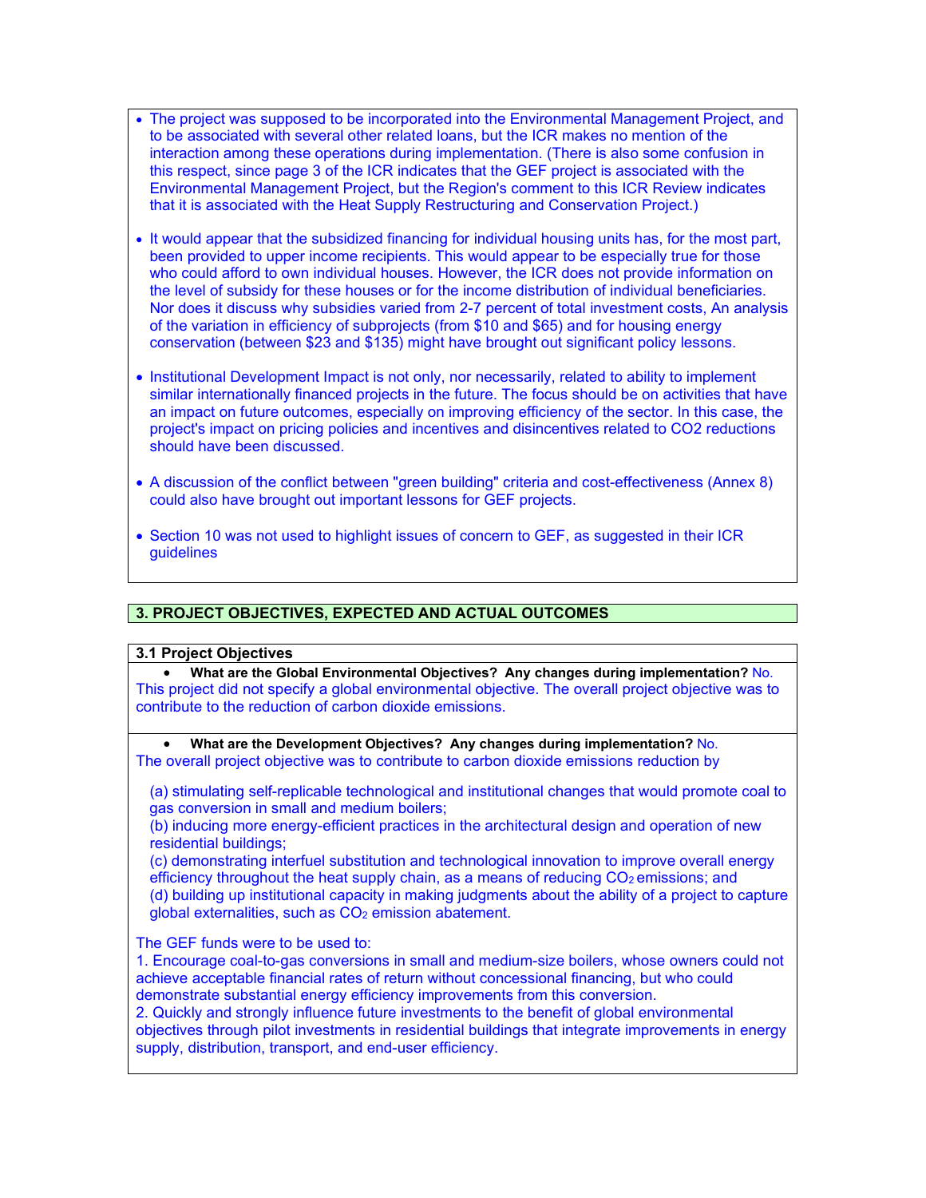- The project was supposed to be incorporated into the Environmental Management Project, and to be associated with several other related loans, but the ICR makes no mention of the interaction among these operations during implementation. (There is also some confusion in this respect, since page 3 of the ICR indicates that the GEF project is associated with the Environmental Management Project, but the Region's comment to this ICR Review indicates that it is associated with the Heat Supply Restructuring and Conservation Project.)

- It would appear that the subsidized financing for individual housing units has, for the most part, been provided to upper income recipients. This would appear to be especially true for those who could afford to own individual houses. However, the ICR does not provide information on the level of subsidy for these houses or for the income distribution of individual beneficiaries. Nor does it discuss why subsidies varied from 2-7 percent of total investment costs, An analysis of the variation in efficiency of subprojects (from $10 and $65) and for housing energy conservation (between $23 and $135) might have brought out significant policy lessons.

- Institutional Development Impact is not only, nor necessarily, related to ability to implement similar internationally financed projects in the future. The focus should be on activities that have an impact on future outcomes, especially on improving efficiency of the sector. In this case, the project's impact on pricing policies and incentives and disincentives related to CO2 reductions should have been discussed.

- A discussion of the conflict between "green building" criteria and cost-effectiveness (Annex 8) could also have brought out important lessons for GEF projects.

- Section 10 was not used to highlight issues of concern to GEF, as suggested in their ICR guidelines

## 3. PROJECT OBJECTIVES, EXPECTED AND ACTUAL OUTCOMES

### 3.1 Project Objectives

- **What are the Global Environmental Objectives? Any changes during implementation?** No.

This project did not specify a global environmental objective. The overall project objective was to contribute to the reduction of carbon dioxide emissions.

- **What are the Development Objectives? Any changes during implementation?** No.

The overall project objective was to contribute to carbon dioxide emissions reduction by

(a) stimulating self-replicable technological and institutional changes that would promote coal to gas conversion in small and medium boilers;
(b) inducing more energy-efficient practices in the architectural design and operation of new residential buildings;
(c) demonstrating interfuel substitution and technological innovation to improve overall energy efficiency throughout the heat supply chain, as a means of reducing $CO_2$ emissions; and
(d) building up institutional capacity in making judgments about the ability of a project to capture global externalities, such as $CO_2$ emission abatement.

The GEF funds were to be used to:
1. Encourage coal-to-gas conversions in small and medium-size boilers, whose owners could not achieve acceptable financial rates of return without concessional financing, but who could demonstrate substantial energy efficiency improvements from this conversion.
2. Quickly and strongly influence future investments to the benefit of global environmental objectives through pilot investments in residential buildings that integrate improvements in energy supply, distribution, transport, and end-user efficiency.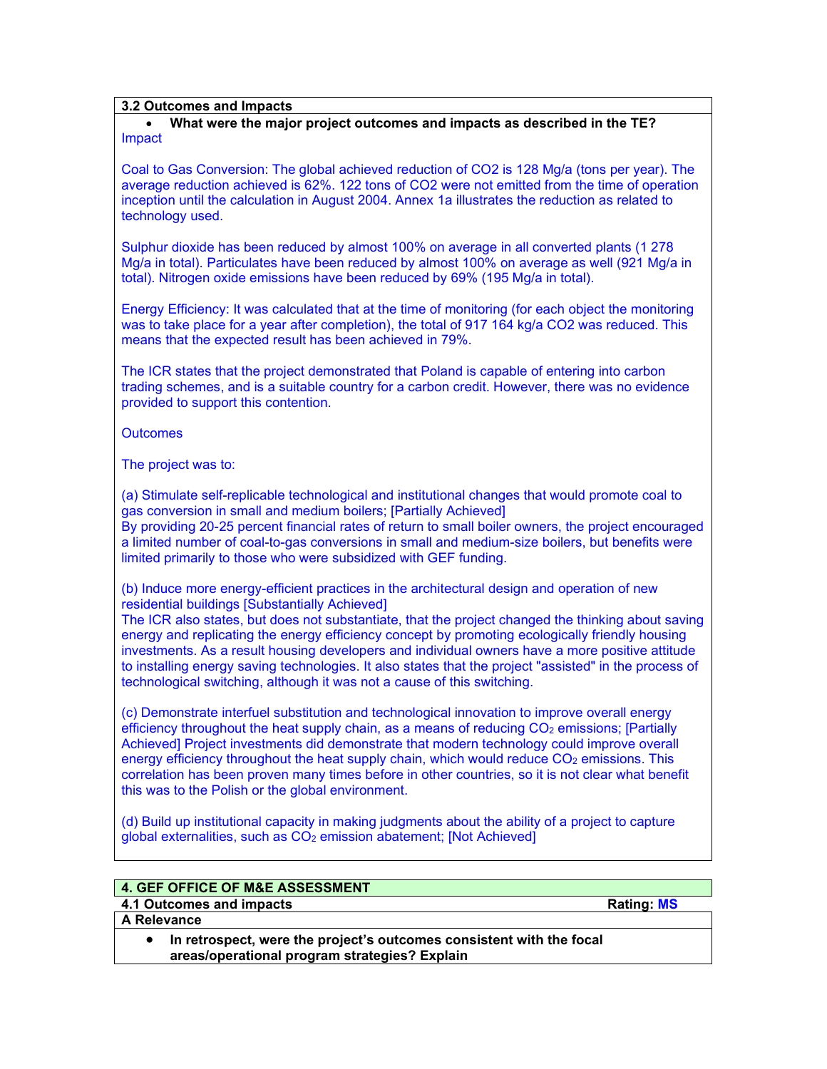### 3.2 Outcomes and Impacts

- **What were the major project outcomes and impacts as described in the TE?**

Impact

Coal to Gas Conversion: The global achieved reduction of CO2 is 128 Mg/a (tons per year). The average reduction achieved is 62%. 122 tons of CO2 were not emitted from the time of operation inception until the calculation in August 2004. Annex 1a illustrates the reduction as related to technology used.

Sulphur dioxide has been reduced by almost 100% on average in all converted plants (1 278 Mg/a in total). Particulates have been reduced by almost 100% on average as well (921 Mg/a in total). Nitrogen oxide emissions have been reduced by 69% (195 Mg/a in total).

Energy Efficiency: It was calculated that at the time of monitoring (for each object the monitoring was to take place for a year after completion), the total of 917 164 kg/a CO2 was reduced. This means that the expected result has been achieved in 79%.

The ICR states that the project demonstrated that Poland is capable of entering into carbon trading schemes, and is a suitable country for a carbon credit. However, there was no evidence provided to support this contention.

Outcomes

The project was to:

(a) Stimulate self-replicable technological and institutional changes that would promote coal to gas conversion in small and medium boilers; [Partially Achieved]
By providing 20-25 percent financial rates of return to small boiler owners, the project encouraged a limited number of coal-to-gas conversions in small and medium-size boilers, but benefits were limited primarily to those who were subsidized with GEF funding.

(b) Induce more energy-efficient practices in the architectural design and operation of new residential buildings [Substantially Achieved]
The ICR also states, but does not substantiate, that the project changed the thinking about saving energy and replicating the energy efficiency concept by promoting ecologically friendly housing investments. As a result housing developers and individual owners have a more positive attitude to installing energy saving technologies. It also states that the project "assisted" in the process of technological switching, although it was not a cause of this switching.

(c) Demonstrate interfuel substitution and technological innovation to improve overall energy efficiency throughout the heat supply chain, as a means of reducing $CO_2$ emissions; [Partially Achieved] Project investments did demonstrate that modern technology could improve overall energy efficiency throughout the heat supply chain, which would reduce $CO_2$ emissions. This correlation has been proven many times before in other countries, so it is not clear what benefit this was to the Polish or the global environment.

(d) Build up institutional capacity in making judgments about the ability of a project to capture global externalities, such as $CO_2$ emission abatement; [Not Achieved]

## 4. GEF OFFICE OF M&E ASSESSMENT

### 4.1 Outcomes and impacts — Rating: MS

**A Relevance**

- **In retrospect, were the project's outcomes consistent with the focal areas/operational program strategies? Explain**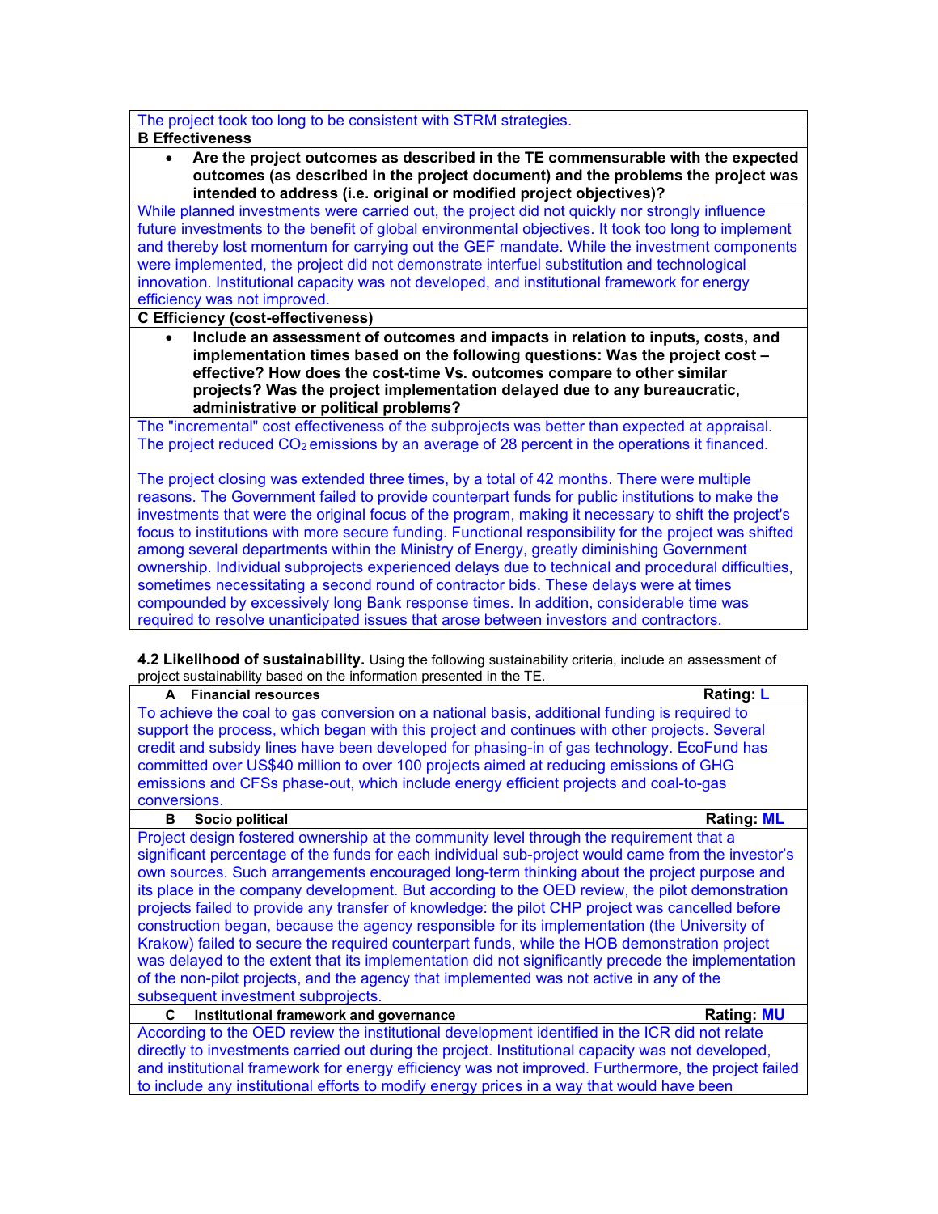The project took too long to be consistent with STRM strategies.

**B Effectiveness**

- **Are the project outcomes as described in the TE commensurable with the expected outcomes (as described in the project document) and the problems the project was intended to address (i.e. original or modified project objectives)?**

While planned investments were carried out, the project did not quickly nor strongly influence future investments to the benefit of global environmental objectives. It took too long to implement and thereby lost momentum for carrying out the GEF mandate. While the investment components were implemented, the project did not demonstrate interfuel substitution and technological innovation. Institutional capacity was not developed, and institutional framework for energy efficiency was not improved.

**C Efficiency (cost-effectiveness)**

- **Include an assessment of outcomes and impacts in relation to inputs, costs, and implementation times based on the following questions: Was the project cost – effective? How does the cost-time Vs. outcomes compare to other similar projects? Was the project implementation delayed due to any bureaucratic, administrative or political problems?**

The "incremental" cost effectiveness of the subprojects was better than expected at appraisal. The project reduced $CO_2$ emissions by an average of 28 percent in the operations it financed.

The project closing was extended three times, by a total of 42 months. There were multiple reasons. The Government failed to provide counterpart funds for public institutions to make the investments that were the original focus of the program, making it necessary to shift the project's focus to institutions with more secure funding. Functional responsibility for the project was shifted among several departments within the Ministry of Energy, greatly diminishing Government ownership. Individual subprojects experienced delays due to technical and procedural difficulties, sometimes necessitating a second round of contractor bids. These delays were at times compounded by excessively long Bank response times. In addition, considerable time was required to resolve unanticipated issues that arose between investors and contractors.

**4.2 Likelihood of sustainability.** Using the following sustainability criteria, include an assessment of project sustainability based on the information presented in the TE.

| **A Financial resources** | **Rating: L** |
|---|---|
| To achieve the coal to gas conversion on a national basis, additional funding is required to support the process, which began with this project and continues with other projects. Several credit and subsidy lines have been developed for phasing-in of gas technology. EcoFund has committed over US$40 million to over 100 projects aimed at reducing emissions of GHG emissions and CFSs phase-out, which include energy efficient projects and coal-to-gas conversions. | |
| **B Socio political** | **Rating: ML** |
| Project design fostered ownership at the community level through the requirement that a significant percentage of the funds for each individual sub-project would came from the investor's own sources. Such arrangements encouraged long-term thinking about the project purpose and its place in the company development. But according to the OED review, the pilot demonstration projects failed to provide any transfer of knowledge: the pilot CHP project was cancelled before construction began, because the agency responsible for its implementation (the University of Krakow) failed to secure the required counterpart funds, while the HOB demonstration project was delayed to the extent that its implementation did not significantly precede the implementation of the non-pilot projects, and the agency that implemented was not active in any of the subsequent investment subprojects. | |
| **C Institutional framework and governance** | **Rating: MU** |
| According to the OED review the institutional development identified in the ICR did not relate directly to investments carried out during the project. Institutional capacity was not developed, and institutional framework for energy efficiency was not improved. Furthermore, the project failed to include any institutional efforts to modify energy prices in a way that would have been | |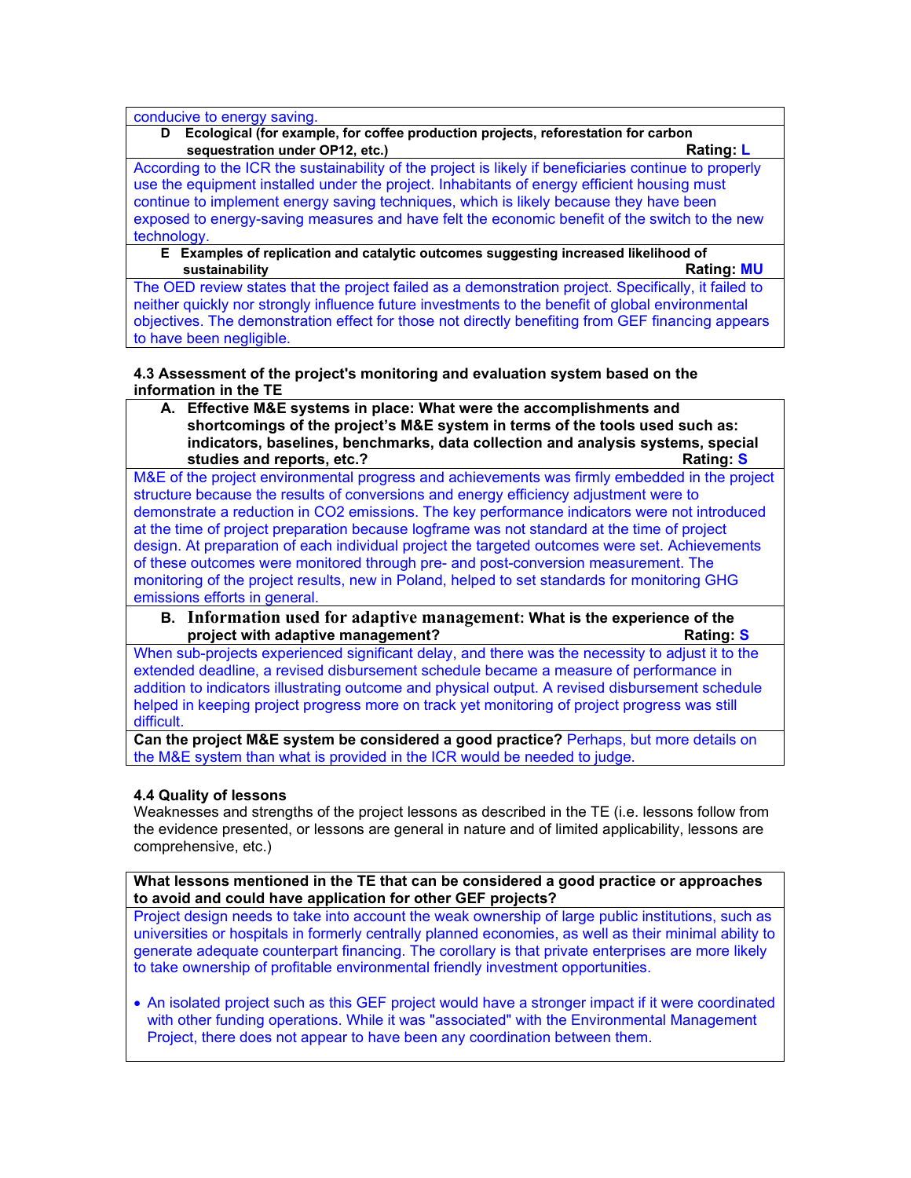conducive to energy saving.

**D Ecological (for example, for coffee production projects, reforestation for carbon sequestration under OP12, etc.)** **Rating: L**

According to the ICR the sustainability of the project is likely if beneficiaries continue to properly use the equipment installed under the project. Inhabitants of energy efficient housing must continue to implement energy saving techniques, which is likely because they have been exposed to energy-saving measures and have felt the economic benefit of the switch to the new technology.

**E Examples of replication and catalytic outcomes suggesting increased likelihood of sustainability** **Rating: MU**

The OED review states that the project failed as a demonstration project. Specifically, it failed to neither quickly nor strongly influence future investments to the benefit of global environmental objectives. The demonstration effect for those not directly benefiting from GEF financing appears to have been negligible.

**4.3 Assessment of the project's monitoring and evaluation system based on the information in the TE**

**A. Effective M&E systems in place: What were the accomplishments and shortcomings of the project's M&E system in terms of the tools used such as: indicators, baselines, benchmarks, data collection and analysis systems, special studies and reports, etc.?** **Rating: S**

M&E of the project environmental progress and achievements was firmly embedded in the project structure because the results of conversions and energy efficiency adjustment were to demonstrate a reduction in $CO_2$ emissions. The key performance indicators were not introduced at the time of project preparation because logframe was not standard at the time of project design. At preparation of each individual project the targeted outcomes were set. Achievements of these outcomes were monitored through pre- and post-conversion measurement. The monitoring of the project results, new in Poland, helped to set standards for monitoring GHG emissions efforts in general.

**B. Information used for adaptive management: What is the experience of the project with adaptive management?** **Rating: S**

When sub-projects experienced significant delay, and there was the necessity to adjust it to the extended deadline, a revised disbursement schedule became a measure of performance in addition to indicators illustrating outcome and physical output. A revised disbursement schedule helped in keeping project progress more on track yet monitoring of project progress was still difficult.

**Can the project M&E system be considered a good practice?** Perhaps, but more details on the M&E system than what is provided in the ICR would be needed to judge.

**4.4 Quality of lessons**

Weaknesses and strengths of the project lessons as described in the TE (i.e. lessons follow from the evidence presented, or lessons are general in nature and of limited applicability, lessons are comprehensive, etc.)

**What lessons mentioned in the TE that can be considered a good practice or approaches to avoid and could have application for other GEF projects?**

Project design needs to take into account the weak ownership of large public institutions, such as universities or hospitals in formerly centrally planned economies, as well as their minimal ability to generate adequate counterpart financing. The corollary is that private enterprises are more likely to take ownership of profitable environmental friendly investment opportunities.

- An isolated project such as this GEF project would have a stronger impact if it were coordinated with other funding operations. While it was "associated" with the Environmental Management Project, there does not appear to have been any coordination between them.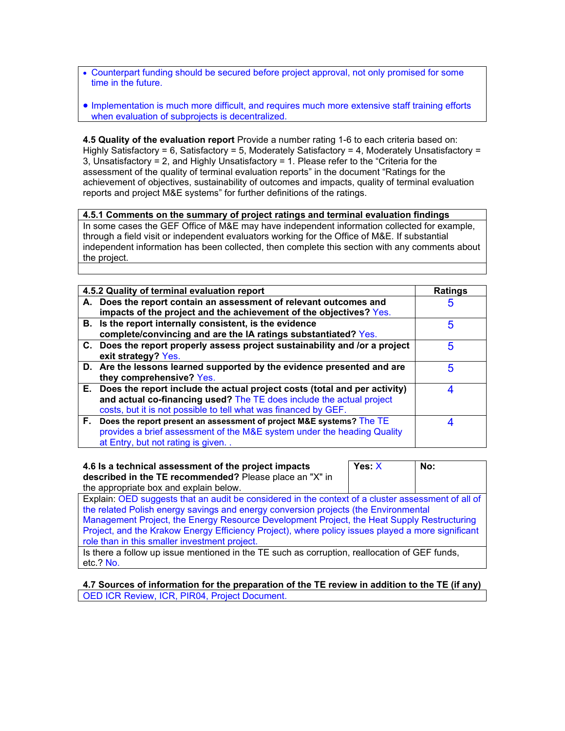- Counterpart funding should be secured before project approval, not only promised for some time in the future.
- Implementation is much more difficult, and requires much more extensive staff training efforts when evaluation of subprojects is decentralized.

**4.5 Quality of the evaluation report** Provide a number rating 1-6 to each criteria based on: Highly Satisfactory = 6, Satisfactory = 5, Moderately Satisfactory = 4, Moderately Unsatisfactory = 3, Unsatisfactory = 2, and Highly Unsatisfactory = 1. Please refer to the "Criteria for the assessment of the quality of terminal evaluation reports" in the document "Ratings for the achievement of objectives, sustainability of outcomes and impacts, quality of terminal evaluation reports and project M&E systems" for further definitions of the ratings.

| **4.5.1 Comments on the summary of project ratings and terminal evaluation findings** |
|---|
| In some cases the GEF Office of M&E may have independent information collected for example, through a field visit or independent evaluators working for the Office of M&E. If substantial independent information has been collected, then complete this section with any comments about the project. |
| |

| **4.5.2 Quality of terminal evaluation report** | **Ratings** |
|---|---|
| **A. Does the report contain an assessment of relevant outcomes and impacts of the project and the achievement of the objectives?** Yes. | 5 |
| **B. Is the report internally consistent, is the evidence complete/convincing and are the IA ratings substantiated?** Yes. | 5 |
| **C. Does the report properly assess project sustainability and /or a project exit strategy?** Yes. | 5 |
| **D. Are the lessons learned supported by the evidence presented and are they comprehensive?** Yes. | 5 |
| **E. Does the report include the actual project costs (total and per activity) and actual co-financing used?** The TE does include the actual project costs, but it is not possible to tell what was financed by GEF. | 4 |
| **F. Does the report present an assessment of project M&E systems?** The TE provides a brief assessment of the M&E system under the heading Quality at Entry, but not rating is given. . | 4 |

| **4.6 Is a technical assessment of the project impacts described in the TE recommended?** Please place an "X" in the appropriate box and explain below. | **Yes:** X | **No:** |
|---|---|---|
| Explain: OED suggests that an audit be considered in the context of a cluster assessment of all of the related Polish energy savings and energy conversion projects (the Environmental Management Project, the Energy Resource Development Project, the Heat Supply Restructuring Project, and the Krakow Energy Efficiency Project), where policy issues played a more significant role than in this smaller investment project. | | |
| Is there a follow up issue mentioned in the TE such as corruption, reallocation of GEF funds, etc.? No. | | |

| **4.7 Sources of information for the preparation of the TE review in addition to the TE (if any)** |
|---|
| OED ICR Review, ICR, PIR04, Project Document. |